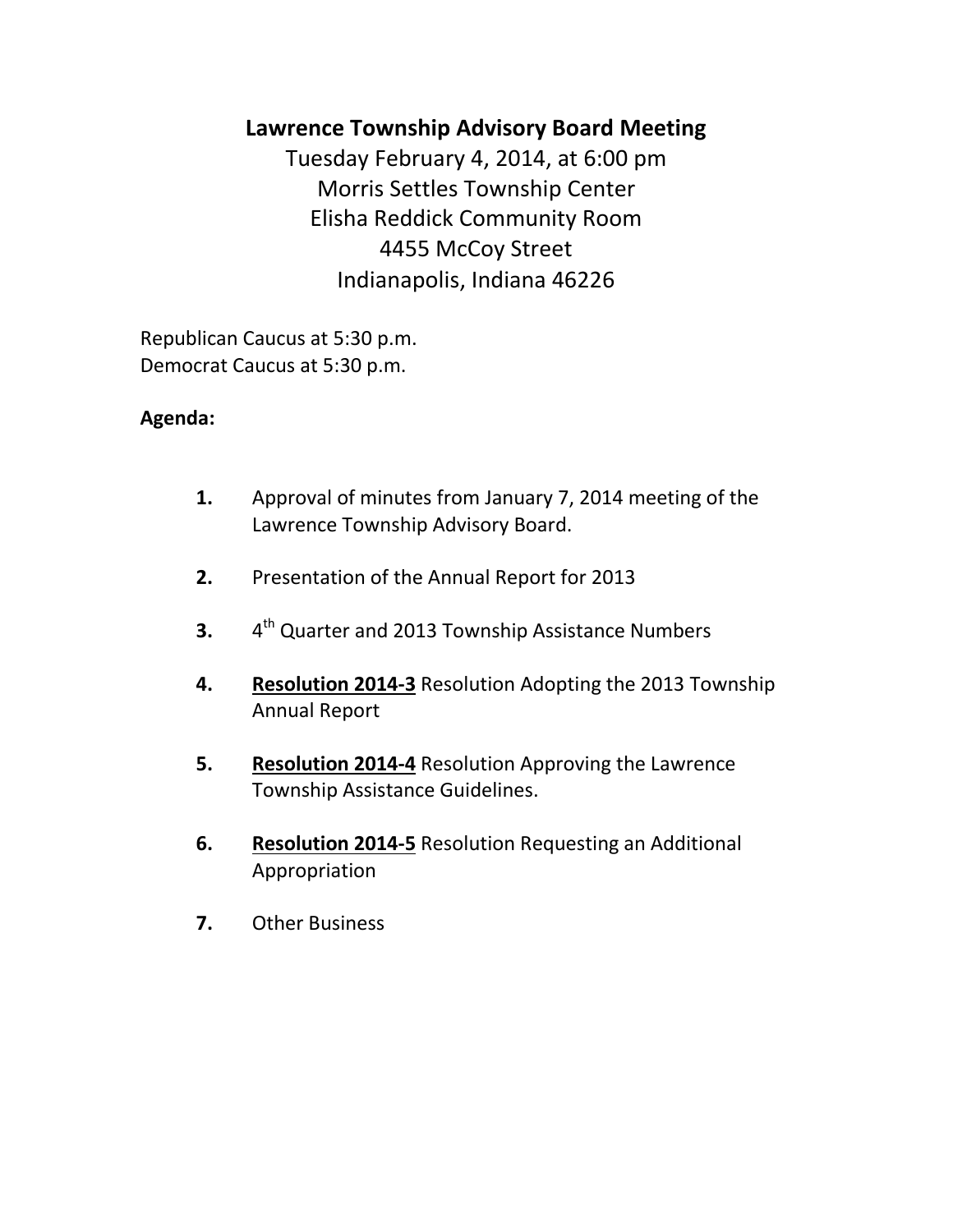# Lawrence Township Advisory Board Meeting

Tuesday February 4, 2014, at 6:00 pm
Morris Settles Township Center
Elisha Reddick Community Room
4455 McCoy Street
Indianapolis, Indiana 46226

Republican Caucus at 5:30 p.m.
Democrat Caucus at 5:30 p.m.

**Agenda:**

1. Approval of minutes from January 7, 2014 meeting of the Lawrence Township Advisory Board.

2. Presentation of the Annual Report for 2013

3. 4th Quarter and 2013 Township Assistance Numbers

4. **Resolution 2014-3** Resolution Adopting the 2013 Township Annual Report

5. **Resolution 2014-4** Resolution Approving the Lawrence Township Assistance Guidelines.

6. **Resolution 2014-5** Resolution Requesting an Additional Appropriation

7. Other Business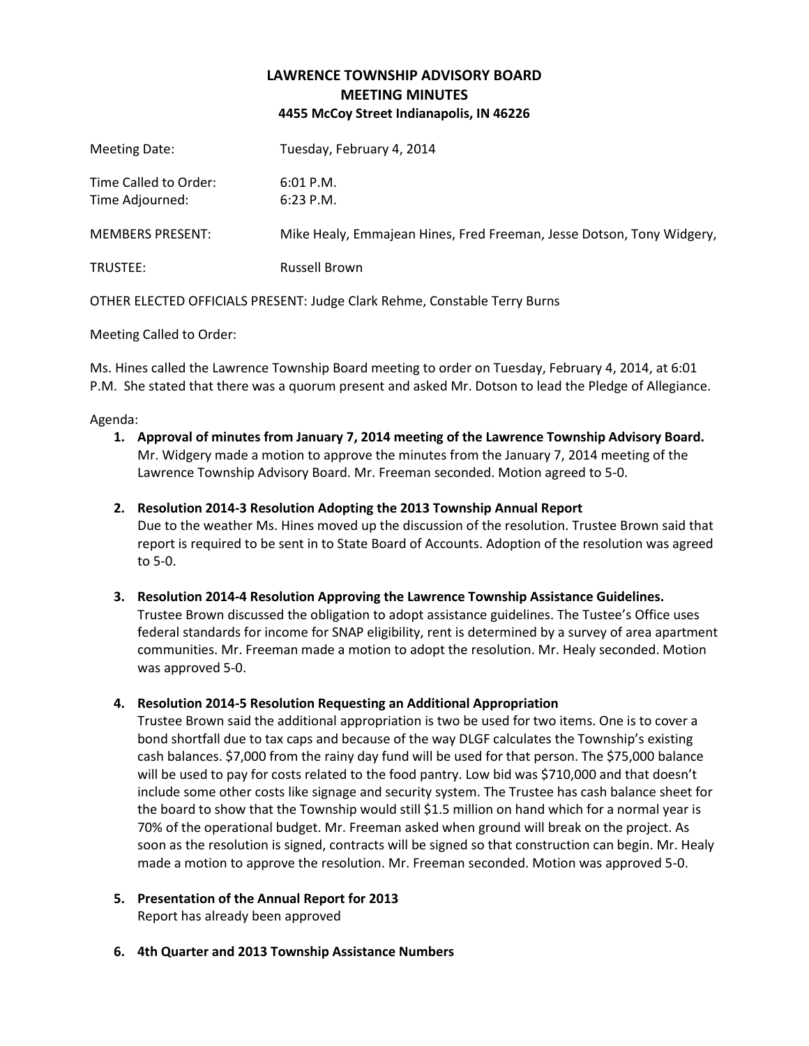## LAWRENCE TOWNSHIP ADVISORY BOARD
## MEETING MINUTES
### 4455 McCoy Street Indianapolis, IN 46226

Meeting Date: Tuesday, February 4, 2014

Time Called to Order: 6:01 P.M.
Time Adjourned: 6:23 P.M.

MEMBERS PRESENT: Mike Healy, Emmajean Hines, Fred Freeman, Jesse Dotson, Tony Widgery,

TRUSTEE: Russell Brown

OTHER ELECTED OFFICIALS PRESENT: Judge Clark Rehme, Constable Terry Burns

Meeting Called to Order:

Ms. Hines called the Lawrence Township Board meeting to order on Tuesday, February 4, 2014, at 6:01 P.M. She stated that there was a quorum present and asked Mr. Dotson to lead the Pledge of Allegiance.

Agenda:

1. **Approval of minutes from January 7, 2014 meeting of the Lawrence Township Advisory Board.**
   Mr. Widgery made a motion to approve the minutes from the January 7, 2014 meeting of the Lawrence Township Advisory Board. Mr. Freeman seconded. Motion agreed to 5-0.

2. **Resolution 2014-3 Resolution Adopting the 2013 Township Annual Report**
   Due to the weather Ms. Hines moved up the discussion of the resolution. Trustee Brown said that report is required to be sent in to State Board of Accounts. Adoption of the resolution was agreed to 5-0.

3. **Resolution 2014-4 Resolution Approving the Lawrence Township Assistance Guidelines.**
   Trustee Brown discussed the obligation to adopt assistance guidelines. The Tustee's Office uses federal standards for income for SNAP eligibility, rent is determined by a survey of area apartment communities. Mr. Freeman made a motion to adopt the resolution. Mr. Healy seconded. Motion was approved 5-0.

4. **Resolution 2014-5 Resolution Requesting an Additional Appropriation**
   Trustee Brown said the additional appropriation is two be used for two items. One is to cover a bond shortfall due to tax caps and because of the way DLGF calculates the Township's existing cash balances. $7,000 from the rainy day fund will be used for that person. The $75,000 balance will be used to pay for costs related to the food pantry. Low bid was $710,000 and that doesn't include some other costs like signage and security system. The Trustee has cash balance sheet for the board to show that the Township would still $1.5 million on hand which for a normal year is 70% of the operational budget. Mr. Freeman asked when ground will break on the project. As soon as the resolution is signed, contracts will be signed so that construction can begin. Mr. Healy made a motion to approve the resolution. Mr. Freeman seconded. Motion was approved 5-0.

5. **Presentation of the Annual Report for 2013**
   Report has already been approved

6. **4th Quarter and 2013 Township Assistance Numbers**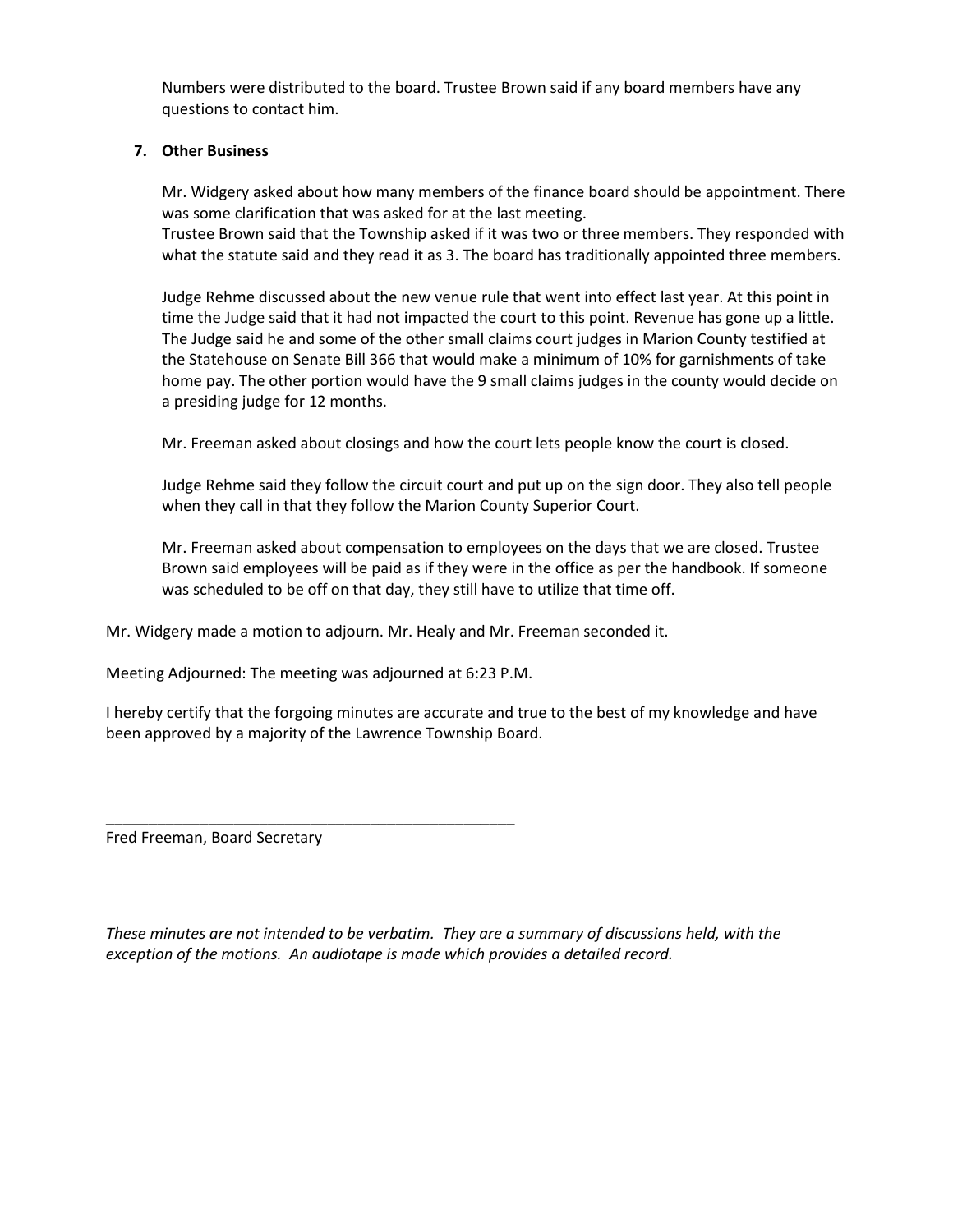Numbers were distributed to the board. Trustee Brown said if any board members have any questions to contact him.

7. **Other Business**

Mr. Widgery asked about how many members of the finance board should be appointment. There was some clarification that was asked for at the last meeting.
Trustee Brown said that the Township asked if it was two or three members. They responded with what the statute said and they read it as 3. The board has traditionally appointed three members.

Judge Rehme discussed about the new venue rule that went into effect last year. At this point in time the Judge said that it had not impacted the court to this point. Revenue has gone up a little. The Judge said he and some of the other small claims court judges in Marion County testified at the Statehouse on Senate Bill 366 that would make a minimum of 10% for garnishments of take home pay. The other portion would have the 9 small claims judges in the county would decide on a presiding judge for 12 months.

Mr. Freeman asked about closings and how the court lets people know the court is closed.

Judge Rehme said they follow the circuit court and put up on the sign door. They also tell people when they call in that they follow the Marion County Superior Court.

Mr. Freeman asked about compensation to employees on the days that we are closed. Trustee Brown said employees will be paid as if they were in the office as per the handbook. If someone was scheduled to be off on that day, they still have to utilize that time off.

Mr. Widgery made a motion to adjourn. Mr. Healy and Mr. Freeman seconded it.

Meeting Adjourned: The meeting was adjourned at 6:23 P.M.

I hereby certify that the forgoing minutes are accurate and true to the best of my knowledge and have been approved by a majority of the Lawrence Township Board.

_______________________________________________

Fred Freeman, Board Secretary

*These minutes are not intended to be verbatim. They are a summary of discussions held, with the exception of the motions. An audiotape is made which provides a detailed record.*